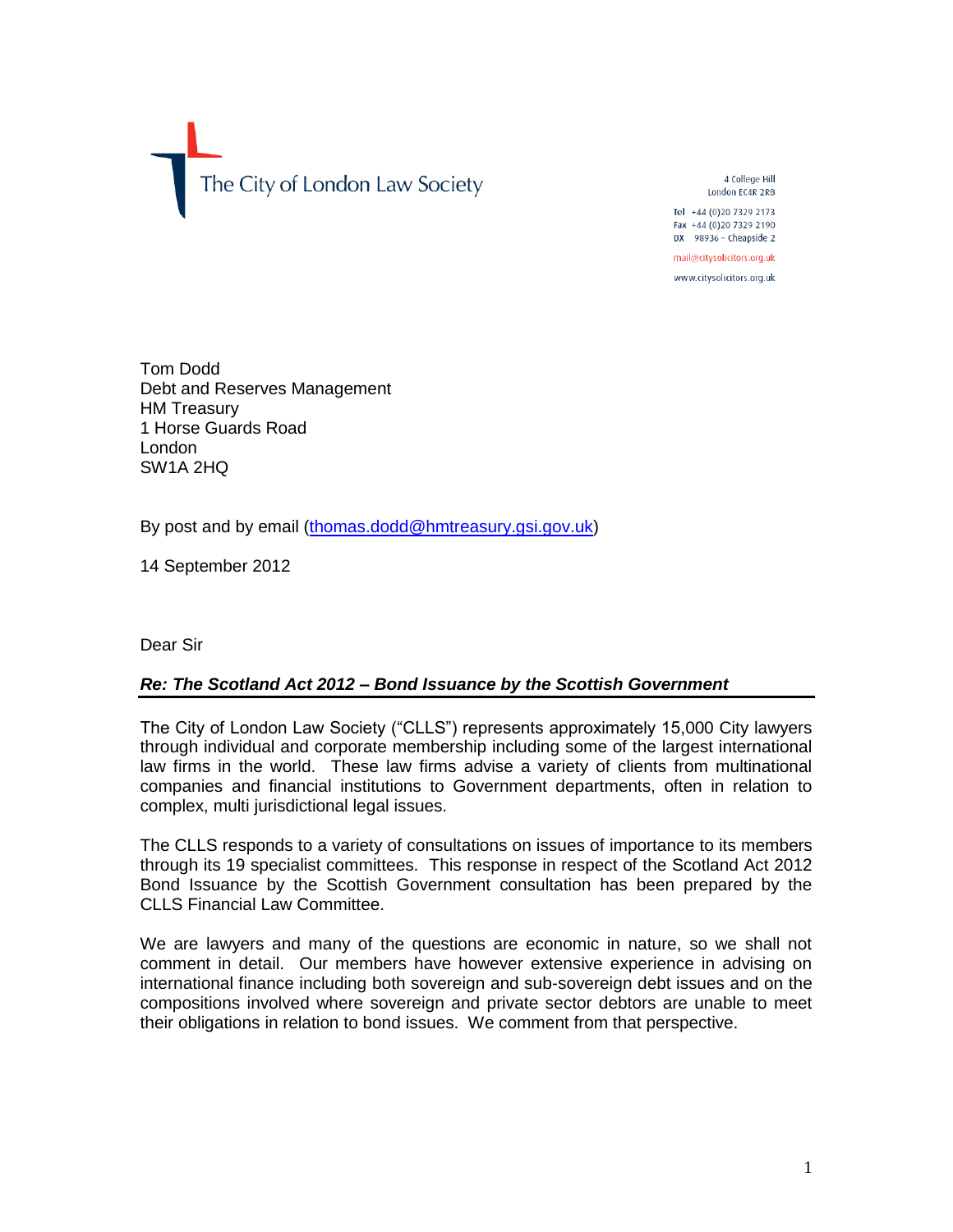The City of London Law Society

4 College Hill
London EC4R 2RB

Tel +44 (0)20 7329 2173
Fax +44 (0)20 7329 2190
DX 98936 – Cheapside 2

mail@citysolicitors.org.uk

www.citysolicitors.org.uk

Tom Dodd
Debt and Reserves Management
HM Treasury
1 Horse Guards Road
London
SW1A 2HQ

By post and by email (thomas.dodd@hmtreasury.gsi.gov.uk)

14 September 2012

Dear Sir

***Re: The Scotland Act 2012 – Bond Issuance by the Scottish Government***

The City of London Law Society ("CLLS") represents approximately 15,000 City lawyers through individual and corporate membership including some of the largest international law firms in the world. These law firms advise a variety of clients from multinational companies and financial institutions to Government departments, often in relation to complex, multi jurisdictional legal issues.

The CLLS responds to a variety of consultations on issues of importance to its members through its 19 specialist committees. This response in respect of the Scotland Act 2012 Bond Issuance by the Scottish Government consultation has been prepared by the CLLS Financial Law Committee.

We are lawyers and many of the questions are economic in nature, so we shall not comment in detail. Our members have however extensive experience in advising on international finance including both sovereign and sub-sovereign debt issues and on the compositions involved where sovereign and private sector debtors are unable to meet their obligations in relation to bond issues. We comment from that perspective.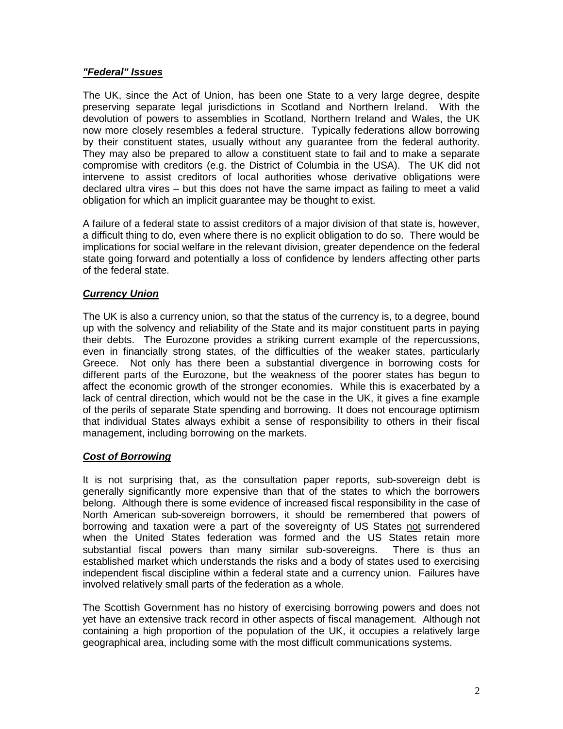***"Federal" Issues***

The UK, since the Act of Union, has been one State to a very large degree, despite preserving separate legal jurisdictions in Scotland and Northern Ireland. With the devolution of powers to assemblies in Scotland, Northern Ireland and Wales, the UK now more closely resembles a federal structure. Typically federations allow borrowing by their constituent states, usually without any guarantee from the federal authority. They may also be prepared to allow a constituent state to fail and to make a separate compromise with creditors (e.g. the District of Columbia in the USA). The UK did not intervene to assist creditors of local authorities whose derivative obligations were declared ultra vires – but this does not have the same impact as failing to meet a valid obligation for which an implicit guarantee may be thought to exist.

A failure of a federal state to assist creditors of a major division of that state is, however, a difficult thing to do, even where there is no explicit obligation to do so. There would be implications for social welfare in the relevant division, greater dependence on the federal state going forward and potentially a loss of confidence by lenders affecting other parts of the federal state.

***Currency Union***

The UK is also a currency union, so that the status of the currency is, to a degree, bound up with the solvency and reliability of the State and its major constituent parts in paying their debts. The Eurozone provides a striking current example of the repercussions, even in financially strong states, of the difficulties of the weaker states, particularly Greece. Not only has there been a substantial divergence in borrowing costs for different parts of the Eurozone, but the weakness of the poorer states has begun to affect the economic growth of the stronger economies. While this is exacerbated by a lack of central direction, which would not be the case in the UK, it gives a fine example of the perils of separate State spending and borrowing. It does not encourage optimism that individual States always exhibit a sense of responsibility to others in their fiscal management, including borrowing on the markets.

***Cost of Borrowing***

It is not surprising that, as the consultation paper reports, sub-sovereign debt is generally significantly more expensive than that of the states to which the borrowers belong. Although there is some evidence of increased fiscal responsibility in the case of North American sub-sovereign borrowers, it should be remembered that powers of borrowing and taxation were a part of the sovereignty of US States not surrendered when the United States federation was formed and the US States retain more substantial fiscal powers than many similar sub-sovereigns. There is thus an established market which understands the risks and a body of states used to exercising independent fiscal discipline within a federal state and a currency union. Failures have involved relatively small parts of the federation as a whole.

The Scottish Government has no history of exercising borrowing powers and does not yet have an extensive track record in other aspects of fiscal management. Although not containing a high proportion of the population of the UK, it occupies a relatively large geographical area, including some with the most difficult communications systems.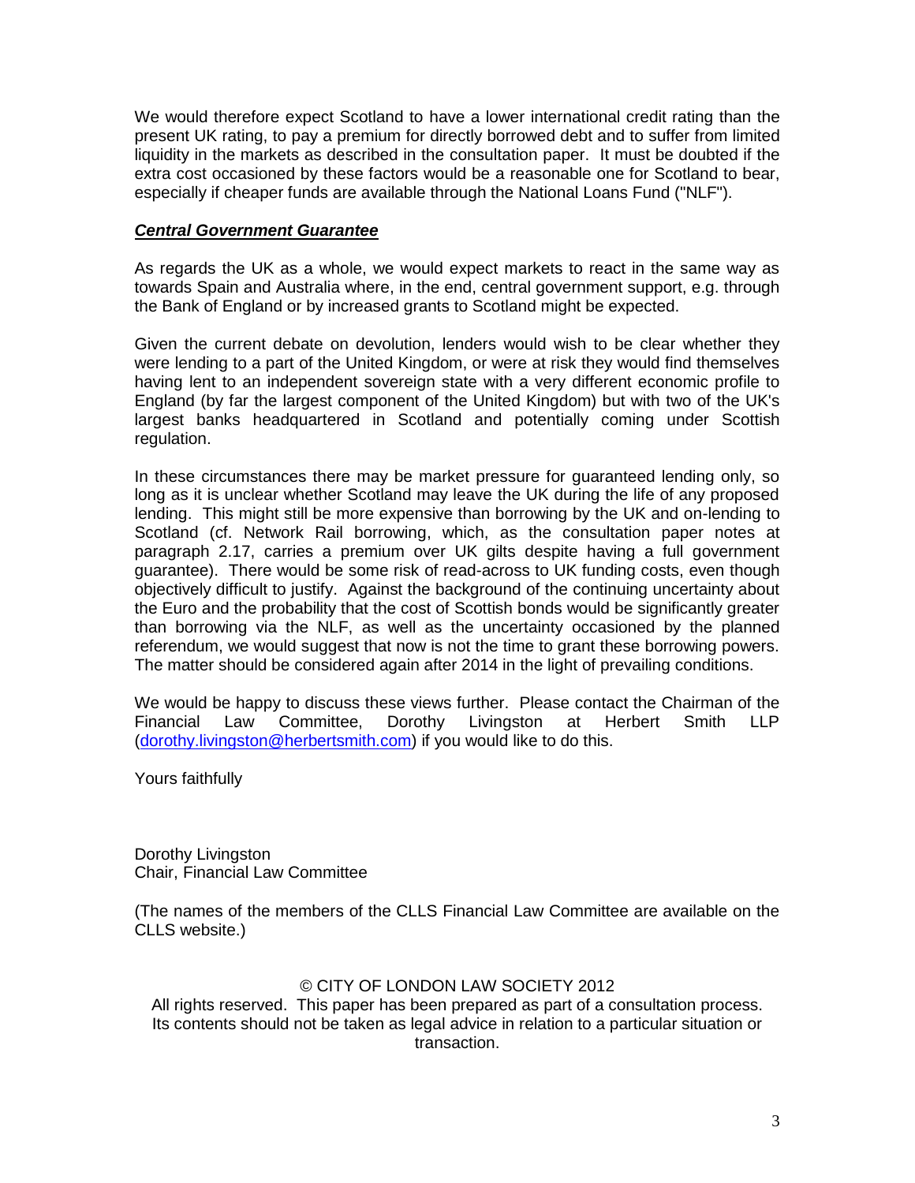We would therefore expect Scotland to have a lower international credit rating than the present UK rating, to pay a premium for directly borrowed debt and to suffer from limited liquidity in the markets as described in the consultation paper. It must be doubted if the extra cost occasioned by these factors would be a reasonable one for Scotland to bear, especially if cheaper funds are available through the National Loans Fund ("NLF").

***Central Government Guarantee***

As regards the UK as a whole, we would expect markets to react in the same way as towards Spain and Australia where, in the end, central government support, e.g. through the Bank of England or by increased grants to Scotland might be expected.

Given the current debate on devolution, lenders would wish to be clear whether they were lending to a part of the United Kingdom, or were at risk they would find themselves having lent to an independent sovereign state with a very different economic profile to England (by far the largest component of the United Kingdom) but with two of the UK's largest banks headquartered in Scotland and potentially coming under Scottish regulation.

In these circumstances there may be market pressure for guaranteed lending only, so long as it is unclear whether Scotland may leave the UK during the life of any proposed lending. This might still be more expensive than borrowing by the UK and on-lending to Scotland (cf. Network Rail borrowing, which, as the consultation paper notes at paragraph 2.17, carries a premium over UK gilts despite having a full government guarantee). There would be some risk of read-across to UK funding costs, even though objectively difficult to justify. Against the background of the continuing uncertainty about the Euro and the probability that the cost of Scottish bonds would be significantly greater than borrowing via the NLF, as well as the uncertainty occasioned by the planned referendum, we would suggest that now is not the time to grant these borrowing powers. The matter should be considered again after 2014 in the light of prevailing conditions.

We would be happy to discuss these views further. Please contact the Chairman of the Financial Law Committee, Dorothy Livingston at Herbert Smith LLP (dorothy.livingston@herbertsmith.com) if you would like to do this.

Yours faithfully

Dorothy Livingston
Chair, Financial Law Committee

(The names of the members of the CLLS Financial Law Committee are available on the CLLS website.)

© CITY OF LONDON LAW SOCIETY 2012
All rights reserved. This paper has been prepared as part of a consultation process. Its contents should not be taken as legal advice in relation to a particular situation or transaction.